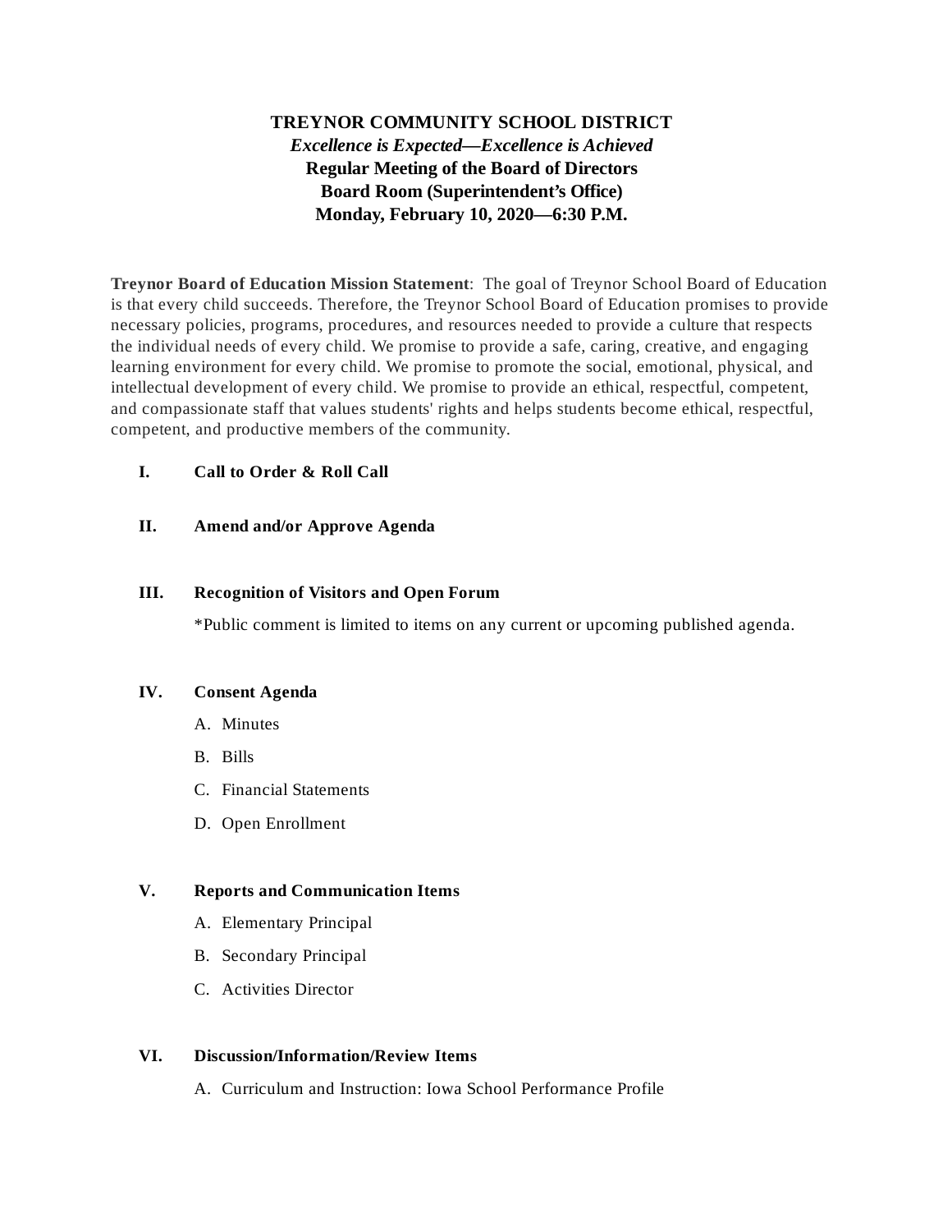**TREYNOR COMMUNITY SCHOOL DISTRICT**
***Excellence is Expected—Excellence is Achieved***
**Regular Meeting of the Board of Directors**
**Board Room (Superintendent's Office)**
**Monday, February 10, 2020—6:30 P.M.**

**Treynor Board of Education Mission Statement**: The goal of Treynor School Board of Education is that every child succeeds. Therefore, the Treynor School Board of Education promises to provide necessary policies, programs, procedures, and resources needed to provide a culture that respects the individual needs of every child. We promise to provide a safe, caring, creative, and engaging learning environment for every child. We promise to promote the social, emotional, physical, and intellectual development of every child. We promise to provide an ethical, respectful, competent, and compassionate staff that values students' rights and helps students become ethical, respectful, competent, and productive members of the community.

**I. Call to Order & Roll Call**

**II. Amend and/or Approve Agenda**

**III. Recognition of Visitors and Open Forum**

*Public comment is limited to items on any current or upcoming published agenda.

**IV. Consent Agenda**

A. Minutes

B. Bills

C. Financial Statements

D. Open Enrollment

**V. Reports and Communication Items**

A. Elementary Principal

B. Secondary Principal

C. Activities Director

**VI. Discussion/Information/Review Items**

A. Curriculum and Instruction: Iowa School Performance Profile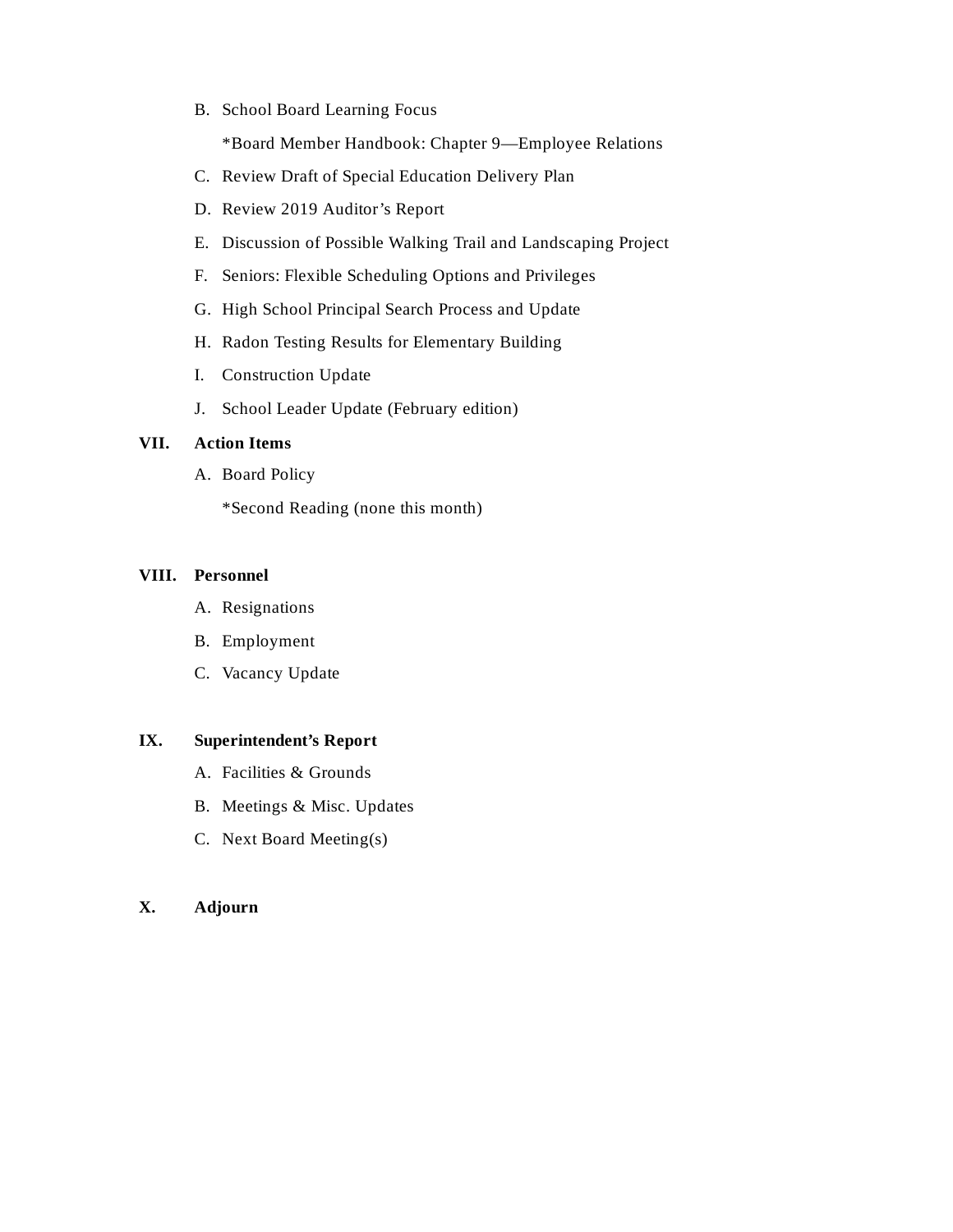B. School Board Learning Focus

   *Board Member Handbook: Chapter 9—Employee Relations

C. Review Draft of Special Education Delivery Plan

D. Review 2019 Auditor's Report

E. Discussion of Possible Walking Trail and Landscaping Project

F. Seniors: Flexible Scheduling Options and Privileges

G. High School Principal Search Process and Update

H. Radon Testing Results for Elementary Building

I. Construction Update

J. School Leader Update (February edition)

**VII. Action Items**

A. Board Policy

   *Second Reading (none this month)

**VIII. Personnel**

A. Resignations

B. Employment

C. Vacancy Update

**IX. Superintendent's Report**

A. Facilities & Grounds

B. Meetings & Misc. Updates

C. Next Board Meeting(s)

**X. Adjourn**